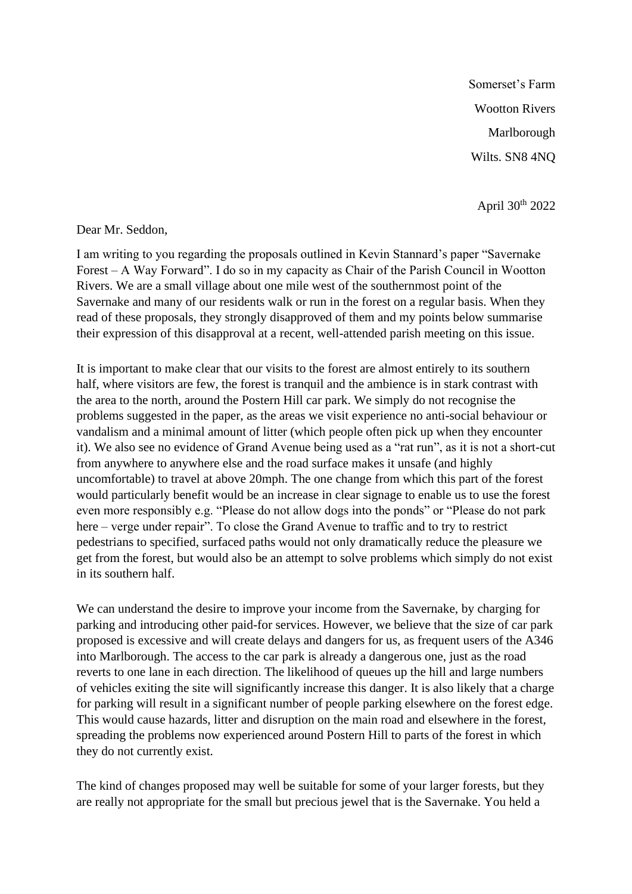Somerset's Farm  
Wootton Rivers  
Marlborough  
Wilts. SN8 4NQ

April 30th 2022

Dear Mr. Seddon,

I am writing to you regarding the proposals outlined in Kevin Stannard's paper "Savernake Forest – A Way Forward". I do so in my capacity as Chair of the Parish Council in Wootton Rivers. We are a small village about one mile west of the southernmost point of the Savernake and many of our residents walk or run in the forest on a regular basis. When they read of these proposals, they strongly disapproved of them and my points below summarise their expression of this disapproval at a recent, well-attended parish meeting on this issue.

It is important to make clear that our visits to the forest are almost entirely to its southern half, where visitors are few, the forest is tranquil and the ambience is in stark contrast with the area to the north, around the Postern Hill car park. We simply do not recognise the problems suggested in the paper, as the areas we visit experience no anti-social behaviour or vandalism and a minimal amount of litter (which people often pick up when they encounter it). We also see no evidence of Grand Avenue being used as a "rat run", as it is not a short-cut from anywhere to anywhere else and the road surface makes it unsafe (and highly uncomfortable) to travel at above 20mph. The one change from which this part of the forest would particularly benefit would be an increase in clear signage to enable us to use the forest even more responsibly e.g. "Please do not allow dogs into the ponds" or "Please do not park here – verge under repair". To close the Grand Avenue to traffic and to try to restrict pedestrians to specified, surfaced paths would not only dramatically reduce the pleasure we get from the forest, but would also be an attempt to solve problems which simply do not exist in its southern half.

We can understand the desire to improve your income from the Savernake, by charging for parking and introducing other paid-for services. However, we believe that the size of car park proposed is excessive and will create delays and dangers for us, as frequent users of the A346 into Marlborough. The access to the car park is already a dangerous one, just as the road reverts to one lane in each direction. The likelihood of queues up the hill and large numbers of vehicles exiting the site will significantly increase this danger. It is also likely that a charge for parking will result in a significant number of people parking elsewhere on the forest edge. This would cause hazards, litter and disruption on the main road and elsewhere in the forest, spreading the problems now experienced around Postern Hill to parts of the forest in which they do not currently exist.

The kind of changes proposed may well be suitable for some of your larger forests, but they are really not appropriate for the small but precious jewel that is the Savernake. You held a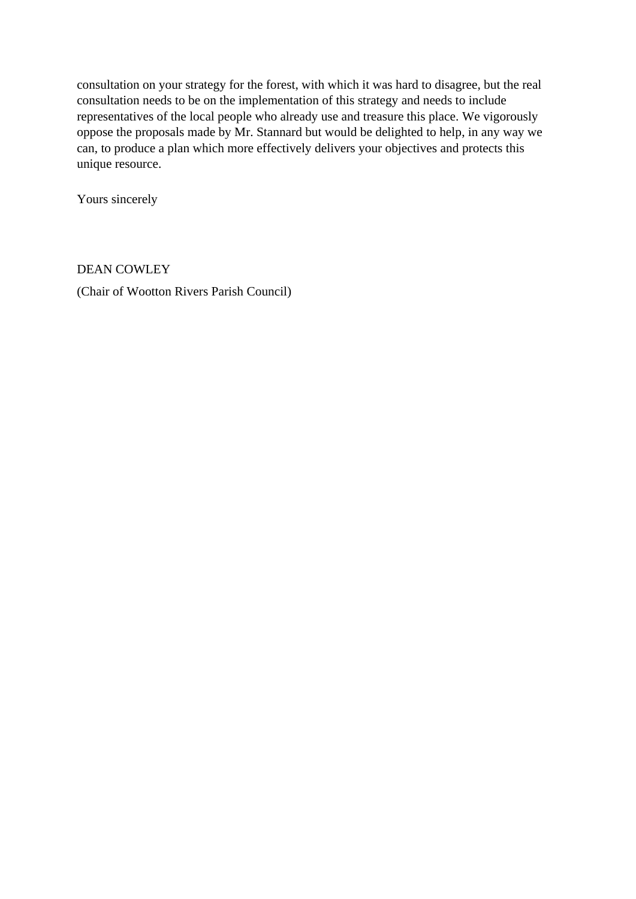consultation on your strategy for the forest, with which it was hard to disagree, but the real consultation needs to be on the implementation of this strategy and needs to include representatives of the local people who already use and treasure this place. We vigorously oppose the proposals made by Mr. Stannard but would be delighted to help, in any way we can, to produce a plan which more effectively delivers your objectives and protects this unique resource.

Yours sincerely

DEAN COWLEY

(Chair of Wootton Rivers Parish Council)